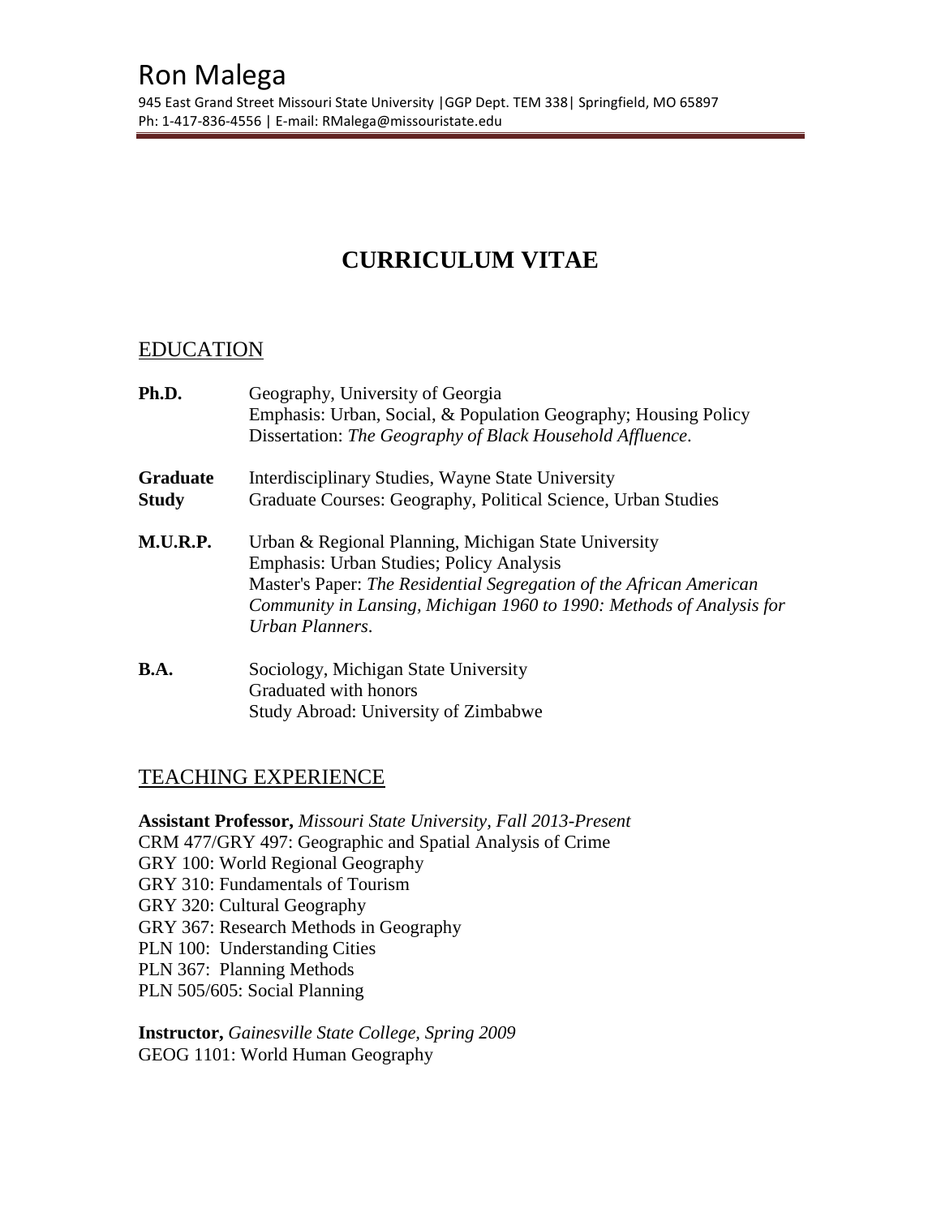# Ron Malega

945 East Grand Street Missouri State University |GGP Dept. TEM 338| Springfield, MO 65897
Ph: 1-417-836-4556 | E-mail: RMalega@missouristate.edu

# CURRICULUM VITAE

## EDUCATION

**Ph.D.** Geography, University of Georgia
Emphasis: Urban, Social, & Population Geography; Housing Policy
Dissertation: *The Geography of Black Household Affluence*.

**Graduate Study** Interdisciplinary Studies, Wayne State University
Graduate Courses: Geography, Political Science, Urban Studies

**M.U.R.P.** Urban & Regional Planning, Michigan State University
Emphasis: Urban Studies; Policy Analysis
Master's Paper: *The Residential Segregation of the African American Community in Lansing, Michigan 1960 to 1990: Methods of Analysis for Urban Planners*.

**B.A.** Sociology, Michigan State University
Graduated with honors
Study Abroad: University of Zimbabwe

## TEACHING EXPERIENCE

**Assistant Professor,** *Missouri State University, Fall 2013-Present*
CRM 477/GRY 497: Geographic and Spatial Analysis of Crime
GRY 100: World Regional Geography
GRY 310: Fundamentals of Tourism
GRY 320: Cultural Geography
GRY 367: Research Methods in Geography
PLN 100: Understanding Cities
PLN 367: Planning Methods
PLN 505/605: Social Planning

**Instructor,** *Gainesville State College, Spring 2009*
GEOG 1101: World Human Geography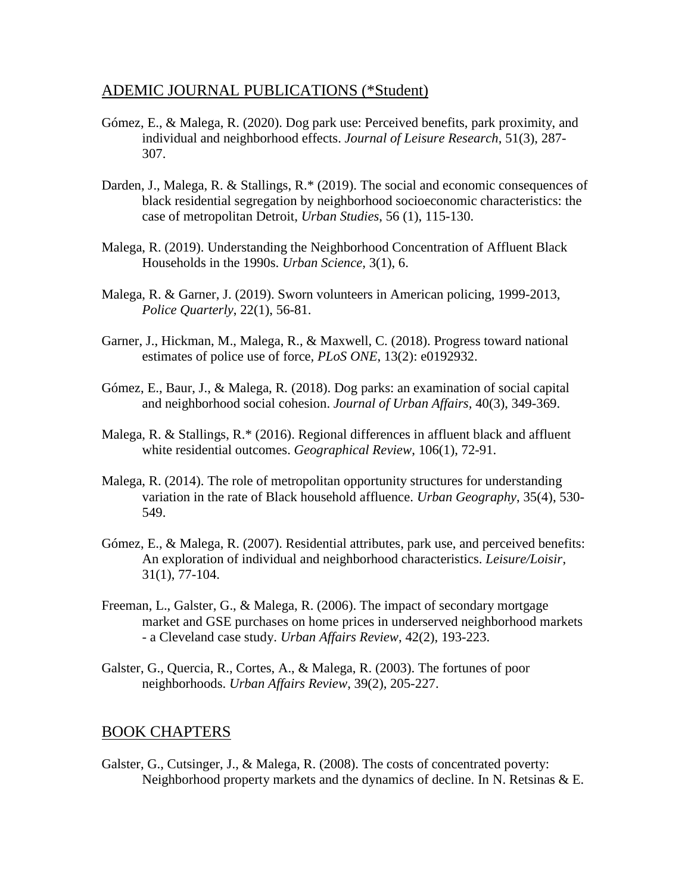## ADEMIC JOURNAL PUBLICATIONS (*Student)

Gómez, E., & Malega, R. (2020). Dog park use: Perceived benefits, park proximity, and individual and neighborhood effects. *Journal of Leisure Research*, 51(3), 287-307.

Darden, J., Malega, R. & Stallings, R.* (2019). The social and economic consequences of black residential segregation by neighborhood socioeconomic characteristics: the case of metropolitan Detroit, *Urban Studies*, 56 (1), 115-130.

Malega, R. (2019). Understanding the Neighborhood Concentration of Affluent Black Households in the 1990s. *Urban Science,* 3(1), 6.

Malega, R. & Garner, J. (2019). Sworn volunteers in American policing, 1999-2013, *Police Quarterly*, 22(1), 56-81.

Garner, J., Hickman, M., Malega, R., & Maxwell, C. (2018). Progress toward national estimates of police use of force, *PLoS ONE*, 13(2): e0192932.

Gómez, E., Baur, J., & Malega, R. (2018). Dog parks: an examination of social capital and neighborhood social cohesion. *Journal of Urban Affairs*, 40(3), 349-369.

Malega, R. & Stallings, R.* (2016). Regional differences in affluent black and affluent white residential outcomes. *Geographical Review*, 106(1), 72-91.

Malega, R. (2014). The role of metropolitan opportunity structures for understanding variation in the rate of Black household affluence. *Urban Geography*, 35(4), 530-549.

Gómez, E., & Malega, R. (2007). Residential attributes, park use, and perceived benefits: An exploration of individual and neighborhood characteristics. *Leisure/Loisir*, 31(1), 77-104.

Freeman, L., Galster, G., & Malega, R. (2006). The impact of secondary mortgage market and GSE purchases on home prices in underserved neighborhood markets - a Cleveland case study. *Urban Affairs Review*, 42(2), 193-223.

Galster, G., Quercia, R., Cortes, A., & Malega, R. (2003). The fortunes of poor neighborhoods. *Urban Affairs Review*, 39(2), 205-227.

## BOOK CHAPTERS

Galster, G., Cutsinger, J., & Malega, R. (2008). The costs of concentrated poverty: Neighborhood property markets and the dynamics of decline. In N. Retsinas & E.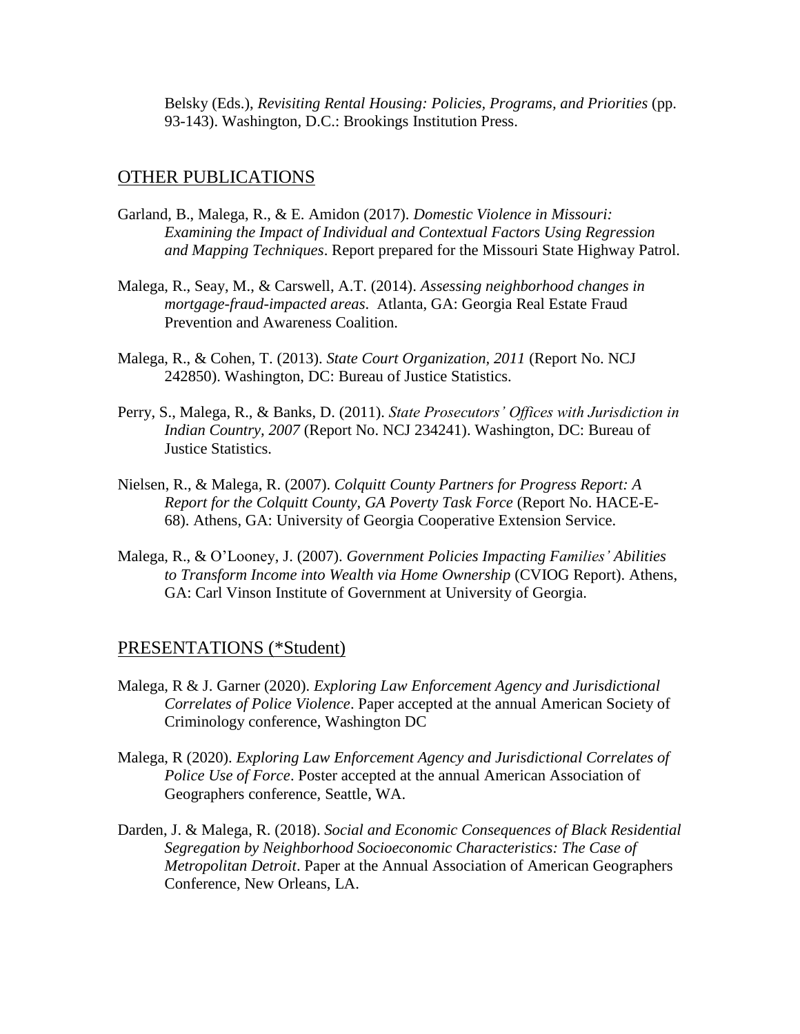Belsky (Eds.), *Revisiting Rental Housing: Policies, Programs, and Priorities* (pp. 93-143). Washington, D.C.: Brookings Institution Press.

## OTHER PUBLICATIONS

Garland, B., Malega, R., & E. Amidon (2017). *Domestic Violence in Missouri: Examining the Impact of Individual and Contextual Factors Using Regression and Mapping Techniques*. Report prepared for the Missouri State Highway Patrol.

Malega, R., Seay, M., & Carswell, A.T. (2014). *Assessing neighborhood changes in mortgage-fraud-impacted areas*. Atlanta, GA: Georgia Real Estate Fraud Prevention and Awareness Coalition.

Malega, R., & Cohen, T. (2013). *State Court Organization, 2011* (Report No. NCJ 242850). Washington, DC: Bureau of Justice Statistics.

Perry, S., Malega, R., & Banks, D. (2011). *State Prosecutors' Offices with Jurisdiction in Indian Country, 2007* (Report No. NCJ 234241). Washington, DC: Bureau of Justice Statistics.

Nielsen, R., & Malega, R. (2007). *Colquitt County Partners for Progress Report: A Report for the Colquitt County, GA Poverty Task Force* (Report No. HACE-E-68). Athens, GA: University of Georgia Cooperative Extension Service.

Malega, R., & O'Looney, J. (2007). *Government Policies Impacting Families' Abilities to Transform Income into Wealth via Home Ownership* (CVIOG Report). Athens, GA: Carl Vinson Institute of Government at University of Georgia.

## PRESENTATIONS (*Student)

Malega, R & J. Garner (2020). *Exploring Law Enforcement Agency and Jurisdictional Correlates of Police Violence*. Paper accepted at the annual American Society of Criminology conference, Washington DC

Malega, R (2020). *Exploring Law Enforcement Agency and Jurisdictional Correlates of Police Use of Force*. Poster accepted at the annual American Association of Geographers conference, Seattle, WA.

Darden, J. & Malega, R. (2018). *Social and Economic Consequences of Black Residential Segregation by Neighborhood Socioeconomic Characteristics: The Case of Metropolitan Detroit*. Paper at the Annual Association of American Geographers Conference, New Orleans, LA.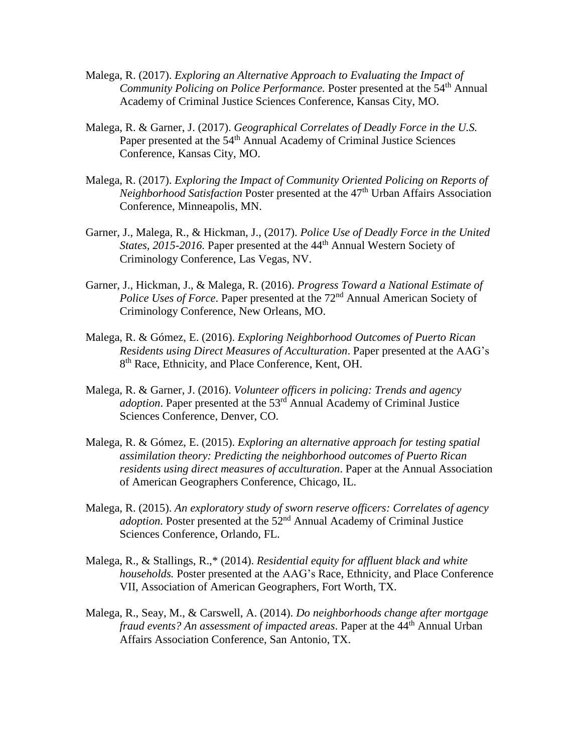Malega, R. (2017). *Exploring an Alternative Approach to Evaluating the Impact of Community Policing on Police Performance.* Poster presented at the 54th Annual Academy of Criminal Justice Sciences Conference, Kansas City, MO.

Malega, R. & Garner, J. (2017). *Geographical Correlates of Deadly Force in the U.S.* Paper presented at the 54th Annual Academy of Criminal Justice Sciences Conference, Kansas City, MO.

Malega, R. (2017). *Exploring the Impact of Community Oriented Policing on Reports of Neighborhood Satisfaction* Poster presented at the 47th Urban Affairs Association Conference, Minneapolis, MN.

Garner, J., Malega, R., & Hickman, J., (2017). *Police Use of Deadly Force in the United States, 2015-2016.* Paper presented at the 44th Annual Western Society of Criminology Conference, Las Vegas, NV.

Garner, J., Hickman, J., & Malega, R. (2016). *Progress Toward a National Estimate of Police Uses of Force*. Paper presented at the 72nd Annual American Society of Criminology Conference, New Orleans, MO.

Malega, R. & Gómez, E. (2016). *Exploring Neighborhood Outcomes of Puerto Rican Residents using Direct Measures of Acculturation*. Paper presented at the AAG's 8th Race, Ethnicity, and Place Conference, Kent, OH.

Malega, R. & Garner, J. (2016). *Volunteer officers in policing: Trends and agency adoption*. Paper presented at the 53rd Annual Academy of Criminal Justice Sciences Conference, Denver, CO.

Malega, R. & Gómez, E. (2015). *Exploring an alternative approach for testing spatial assimilation theory: Predicting the neighborhood outcomes of Puerto Rican residents using direct measures of acculturation*. Paper at the Annual Association of American Geographers Conference, Chicago, IL.

Malega, R. (2015). *An exploratory study of sworn reserve officers: Correlates of agency adoption.* Poster presented at the 52nd Annual Academy of Criminal Justice Sciences Conference, Orlando, FL.

Malega, R., & Stallings, R.,* (2014). *Residential equity for affluent black and white households.* Poster presented at the AAG's Race, Ethnicity, and Place Conference VII, Association of American Geographers, Fort Worth, TX.

Malega, R., Seay, M., & Carswell, A. (2014). *Do neighborhoods change after mortgage fraud events? An assessment of impacted areas*. Paper at the 44th Annual Urban Affairs Association Conference, San Antonio, TX.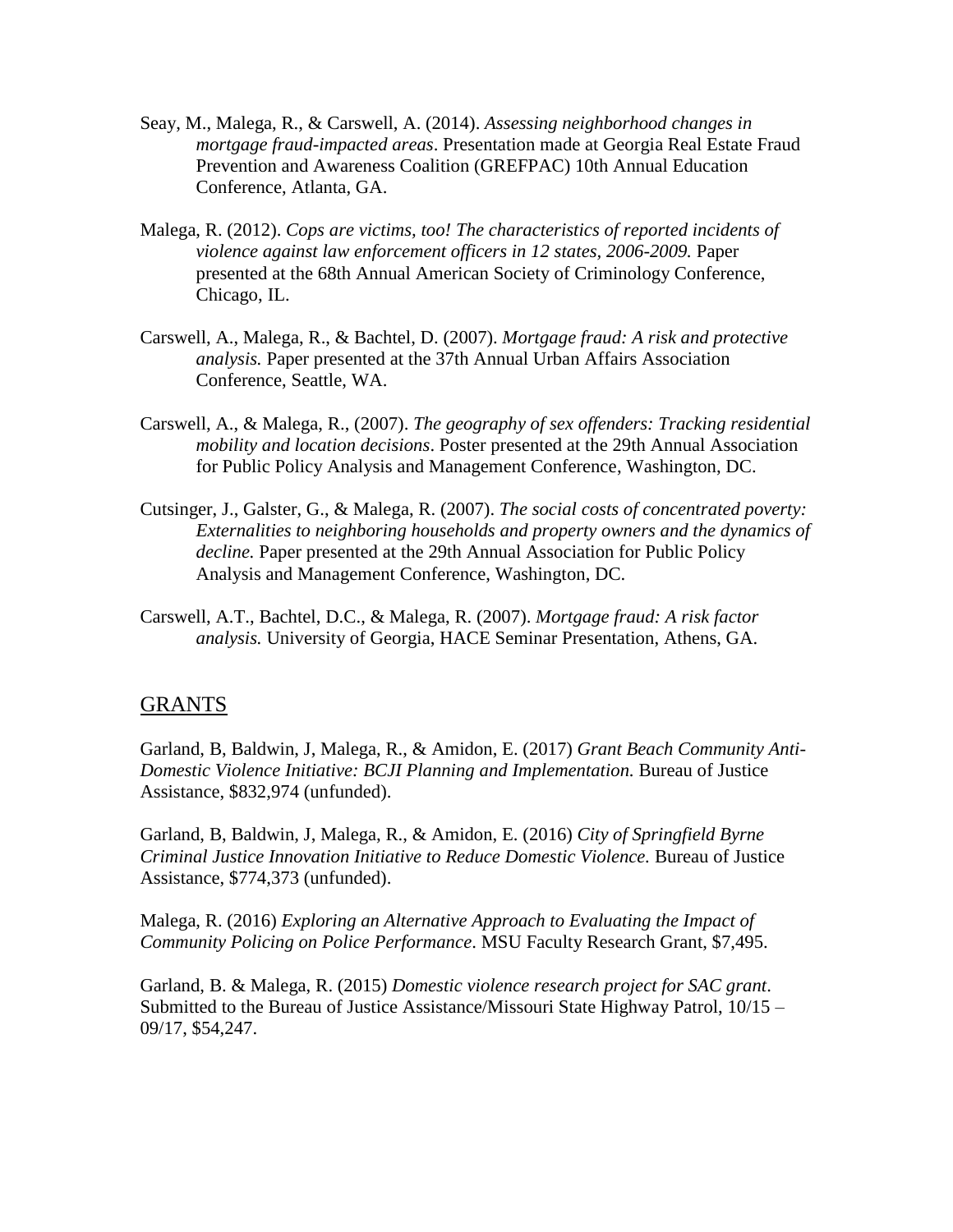Seay, M., Malega, R., & Carswell, A. (2014). *Assessing neighborhood changes in mortgage fraud-impacted areas*. Presentation made at Georgia Real Estate Fraud Prevention and Awareness Coalition (GREFPAC) 10th Annual Education Conference, Atlanta, GA.

Malega, R. (2012). *Cops are victims, too! The characteristics of reported incidents of violence against law enforcement officers in 12 states, 2006-2009.* Paper presented at the 68th Annual American Society of Criminology Conference, Chicago, IL.

Carswell, A., Malega, R., & Bachtel, D. (2007). *Mortgage fraud: A risk and protective analysis.* Paper presented at the 37th Annual Urban Affairs Association Conference, Seattle, WA.

Carswell, A., & Malega, R., (2007). *The geography of sex offenders: Tracking residential mobility and location decisions*. Poster presented at the 29th Annual Association for Public Policy Analysis and Management Conference, Washington, DC.

Cutsinger, J., Galster, G., & Malega, R. (2007). *The social costs of concentrated poverty: Externalities to neighboring households and property owners and the dynamics of decline.* Paper presented at the 29th Annual Association for Public Policy Analysis and Management Conference, Washington, DC.

Carswell, A.T., Bachtel, D.C., & Malega, R. (2007). *Mortgage fraud: A risk factor analysis.* University of Georgia, HACE Seminar Presentation, Athens, GA.

## GRANTS

Garland, B, Baldwin, J, Malega, R., & Amidon, E. (2017) *Grant Beach Community Anti-Domestic Violence Initiative: BCJI Planning and Implementation.* Bureau of Justice Assistance, $832,974 (unfunded).

Garland, B, Baldwin, J, Malega, R., & Amidon, E. (2016) *City of Springfield Byrne Criminal Justice Innovation Initiative to Reduce Domestic Violence.* Bureau of Justice Assistance, $774,373 (unfunded).

Malega, R. (2016) *Exploring an Alternative Approach to Evaluating the Impact of Community Policing on Police Performance*. MSU Faculty Research Grant, $7,495.

Garland, B. & Malega, R. (2015) *Domestic violence research project for SAC grant*. Submitted to the Bureau of Justice Assistance/Missouri State Highway Patrol, 10/15 – 09/17, $54,247.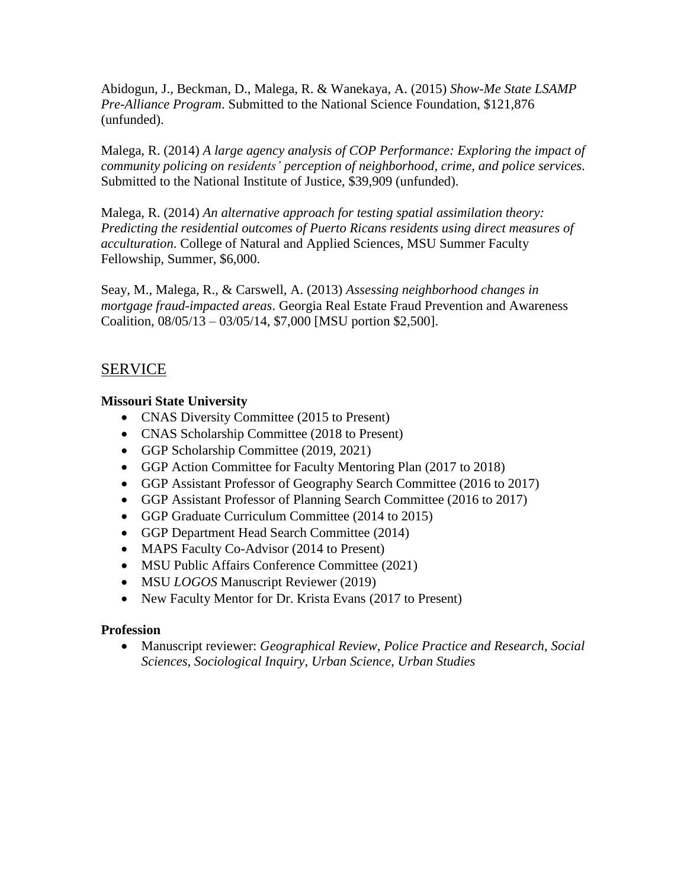Abidogun, J., Beckman, D., Malega, R. & Wanekaya, A. (2015) *Show-Me State LSAMP Pre-Alliance Program*. Submitted to the National Science Foundation, $121,876 (unfunded).

Malega, R. (2014) *A large agency analysis of COP Performance: Exploring the impact of community policing on residents' perception of neighborhood, crime, and police services*. Submitted to the National Institute of Justice, $39,909 (unfunded).

Malega, R. (2014) *An alternative approach for testing spatial assimilation theory: Predicting the residential outcomes of Puerto Ricans residents using direct measures of acculturation*. College of Natural and Applied Sciences, MSU Summer Faculty Fellowship, Summer, $6,000.

Seay, M., Malega, R., & Carswell, A. (2013) *Assessing neighborhood changes in mortgage fraud-impacted areas*. Georgia Real Estate Fraud Prevention and Awareness Coalition, 08/05/13 – 03/05/14, $7,000 [MSU portion $2,500].

## SERVICE

**Missouri State University**

- CNAS Diversity Committee (2015 to Present)
- CNAS Scholarship Committee (2018 to Present)
- GGP Scholarship Committee (2019, 2021)
- GGP Action Committee for Faculty Mentoring Plan (2017 to 2018)
- GGP Assistant Professor of Geography Search Committee (2016 to 2017)
- GGP Assistant Professor of Planning Search Committee (2016 to 2017)
- GGP Graduate Curriculum Committee (2014 to 2015)
- GGP Department Head Search Committee (2014)
- MAPS Faculty Co-Advisor (2014 to Present)
- MSU Public Affairs Conference Committee (2021)
- MSU *LOGOS* Manuscript Reviewer (2019)
- New Faculty Mentor for Dr. Krista Evans (2017 to Present)

**Profession**

- Manuscript reviewer: *Geographical Review, Police Practice and Research*, *Social Sciences*, *Sociological Inquiry, Urban Science, Urban Studies*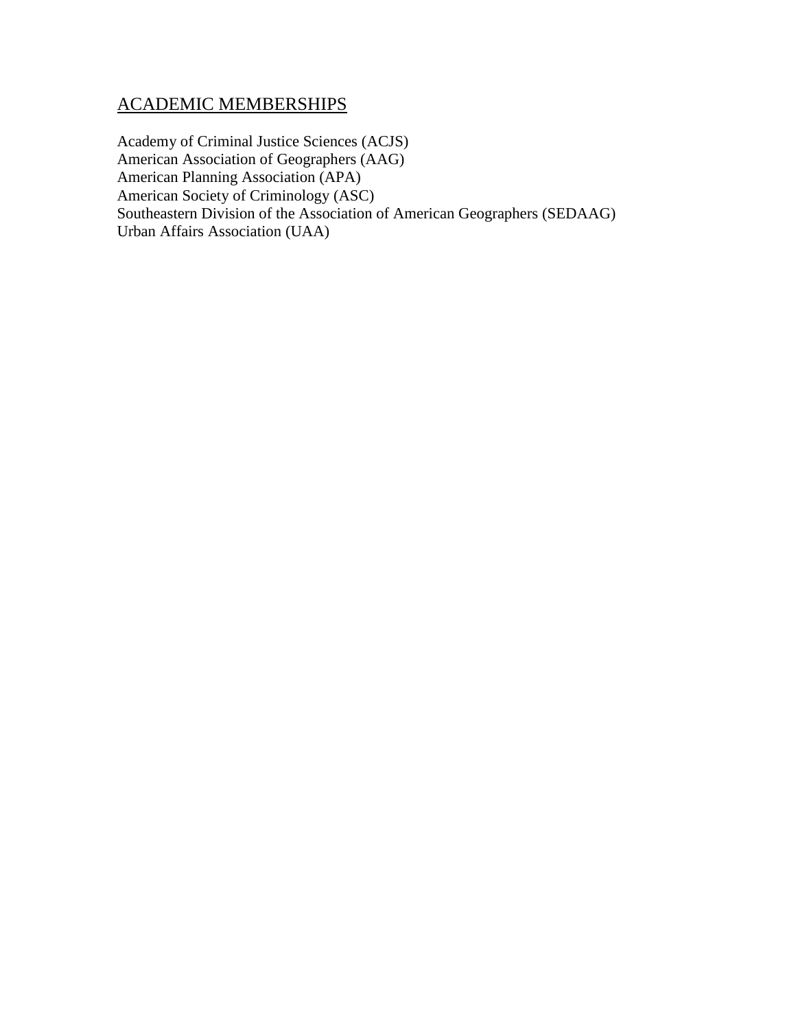## ACADEMIC MEMBERSHIPS

Academy of Criminal Justice Sciences (ACJS)
American Association of Geographers (AAG)
American Planning Association (APA)
American Society of Criminology (ASC)
Southeastern Division of the Association of American Geographers (SEDAAG)
Urban Affairs Association (UAA)